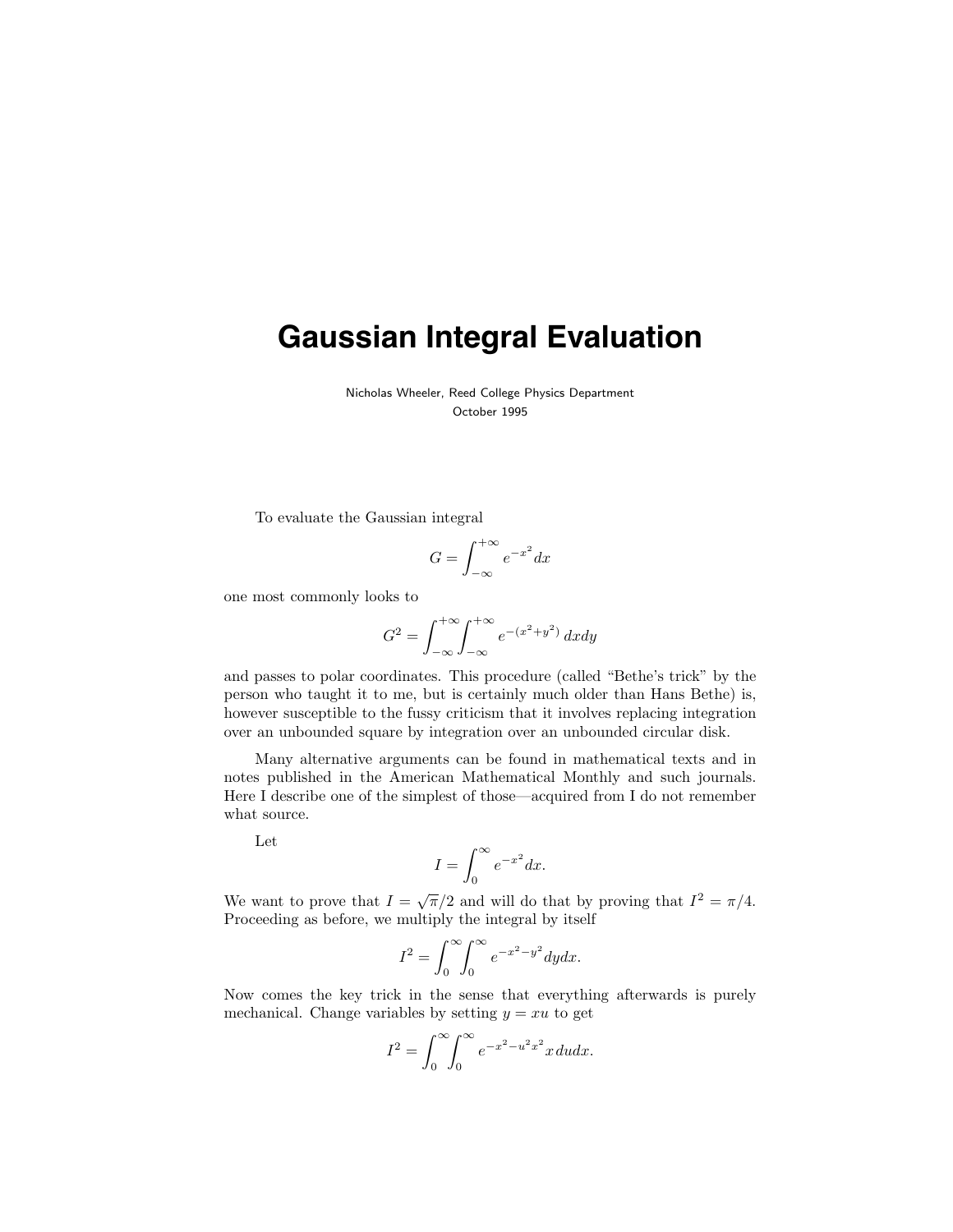# Gaussian Integral Evaluation

Nicholas Wheeler, Reed College Physics Department
October 1995

To evaluate the Gaussian integral

$$G = \int_{-\infty}^{+\infty} e^{-x^2} dx$$

one most commonly looks to

$$G^2 = \int_{-\infty}^{+\infty} \int_{-\infty}^{+\infty} e^{-(x^2+y^2)}\, dxdy$$

and passes to polar coordinates. This procedure (called "Bethe's trick" by the person who taught it to me, but is certainly much older than Hans Bethe) is, however susceptible to the fussy criticism that it involves replacing integration over an unbounded square by integration over an unbounded circular disk.

Many alternative arguments can be found in mathematical texts and in notes published in the American Mathematical Monthly and such journals. Here I describe one of the simplest of those—acquired from I do not remember what source.

Let

$$I = \int_0^{\infty} e^{-x^2} dx.$$

We want to prove that $I = \sqrt{\pi}/2$ and will do that by proving that $I^2 = \pi/4$. Proceeding as before, we multiply the integral by itself

$$I^2 = \int_0^{\infty} \int_0^{\infty} e^{-x^2-y^2} dydx.$$

Now comes the key trick in the sense that everything afterwards is purely mechanical. Change variables by setting $y = xu$ to get

$$I^2 = \int_0^{\infty} \int_0^{\infty} e^{-x^2-u^2x^2}\, x\, dudx.$$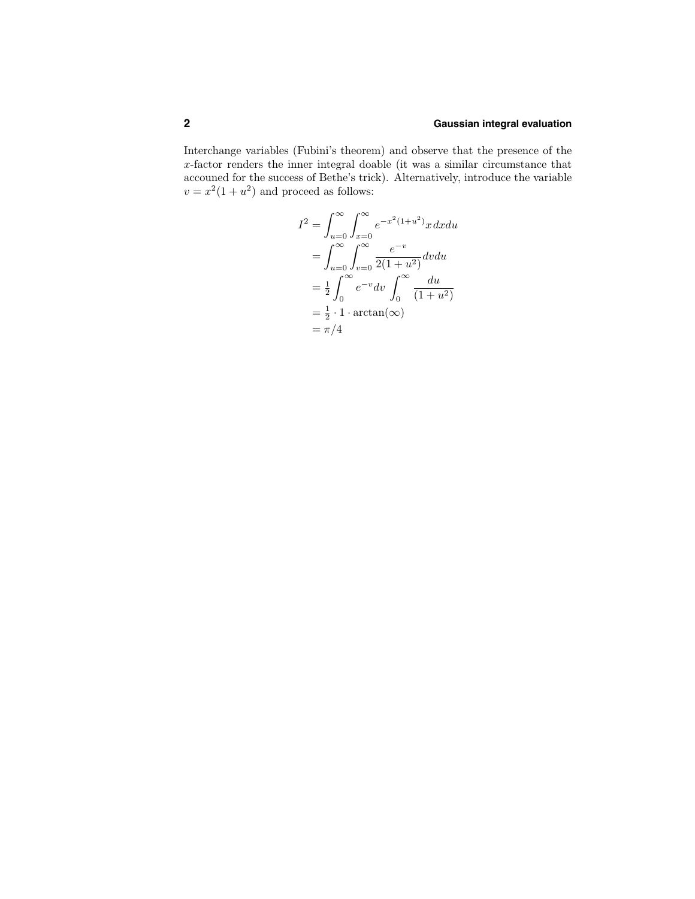Interchange variables (Fubini's theorem) and observe that the presence of the $x$-factor renders the inner integral doable (it was a similar circumstance that accouned for the success of Bethe's trick). Alternatively, introduce the variable $v = x^2(1 + u^2)$ and proceed as follows:

$$
\begin{aligned}
I^2 &= \int_{u=0}^{\infty} \int_{x=0}^{\infty} e^{-x^2(1+u^2)} x \, dx du \\
&= \int_{u=0}^{\infty} \int_{v=0}^{\infty} \frac{e^{-v}}{2(1+u^2)} dv du \\
&= \tfrac{1}{2} \int_0^{\infty} e^{-v} dv \int_0^{\infty} \frac{du}{(1+u^2)} \\
&= \tfrac{1}{2} \cdot 1 \cdot \arctan(\infty) \\
&= \pi/4
\end{aligned}
$$